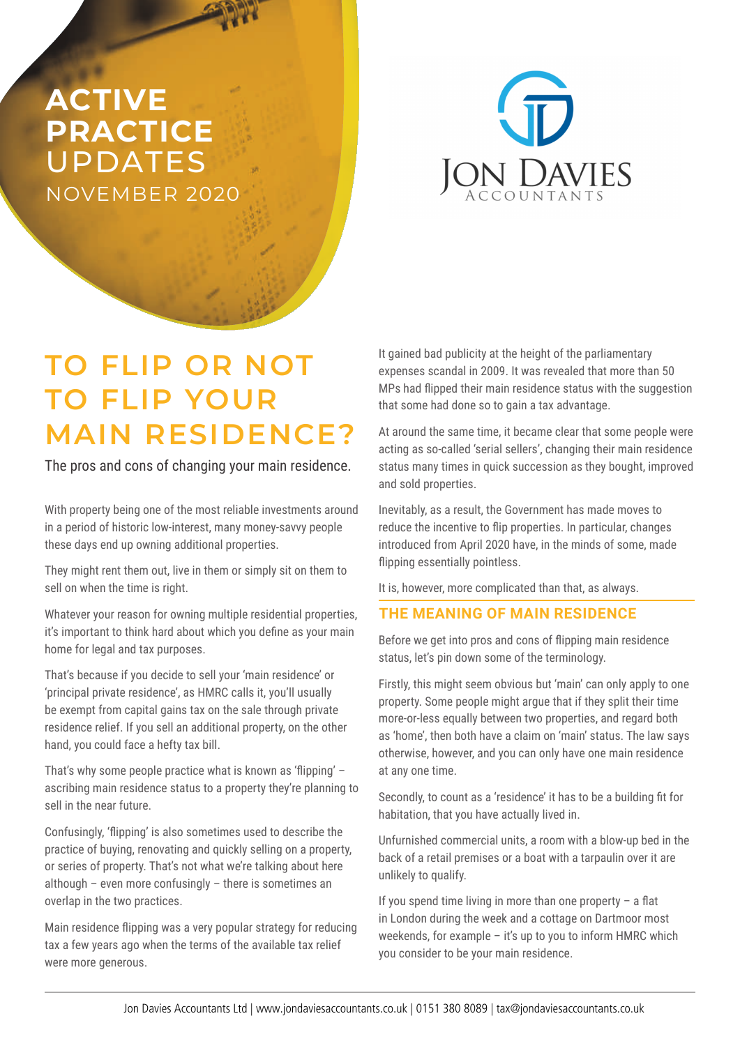# ACTIVE PRACTICE UPDATES

NOVEMBER 2020

JON DAVIES ACCOUNTANTS

# TO FLIP OR NOT TO FLIP YOUR MAIN RESIDENCE?

The pros and cons of changing your main residence.

With property being one of the most reliable investments around in a period of historic low-interest, many money-savvy people these days end up owning additional properties.

They might rent them out, live in them or simply sit on them to sell on when the time is right.

Whatever your reason for owning multiple residential properties, it's important to think hard about which you define as your main home for legal and tax purposes.

That's because if you decide to sell your 'main residence' or 'principal private residence', as HMRC calls it, you'll usually be exempt from capital gains tax on the sale through private residence relief. If you sell an additional property, on the other hand, you could face a hefty tax bill.

That's why some people practice what is known as 'flipping' – ascribing main residence status to a property they're planning to sell in the near future.

Confusingly, 'flipping' is also sometimes used to describe the practice of buying, renovating and quickly selling on a property, or series of property. That's not what we're talking about here although – even more confusingly – there is sometimes an overlap in the two practices.

Main residence flipping was a very popular strategy for reducing tax a few years ago when the terms of the available tax relief were more generous.

It gained bad publicity at the height of the parliamentary expenses scandal in 2009. It was revealed that more than 50 MPs had flipped their main residence status with the suggestion that some had done so to gain a tax advantage.

At around the same time, it became clear that some people were acting as so-called 'serial sellers', changing their main residence status many times in quick succession as they bought, improved and sold properties.

Inevitably, as a result, the Government has made moves to reduce the incentive to flip properties. In particular, changes introduced from April 2020 have, in the minds of some, made flipping essentially pointless.

It is, however, more complicated than that, as always.

## THE MEANING OF MAIN RESIDENCE

Before we get into pros and cons of flipping main residence status, let's pin down some of the terminology.

Firstly, this might seem obvious but 'main' can only apply to one property. Some people might argue that if they split their time more-or-less equally between two properties, and regard both as 'home', then both have a claim on 'main' status. The law says otherwise, however, and you can only have one main residence at any one time.

Secondly, to count as a 'residence' it has to be a building fit for habitation, that you have actually lived in.

Unfurnished commercial units, a room with a blow-up bed in the back of a retail premises or a boat with a tarpaulin over it are unlikely to qualify.

If you spend time living in more than one property – a flat in London during the week and a cottage on Dartmoor most weekends, for example – it's up to you to inform HMRC which you consider to be your main residence.

Jon Davies Accountants Ltd | www.jondaviesaccountants.co.uk | 0151 380 8089 | tax@jondaviesaccountants.co.uk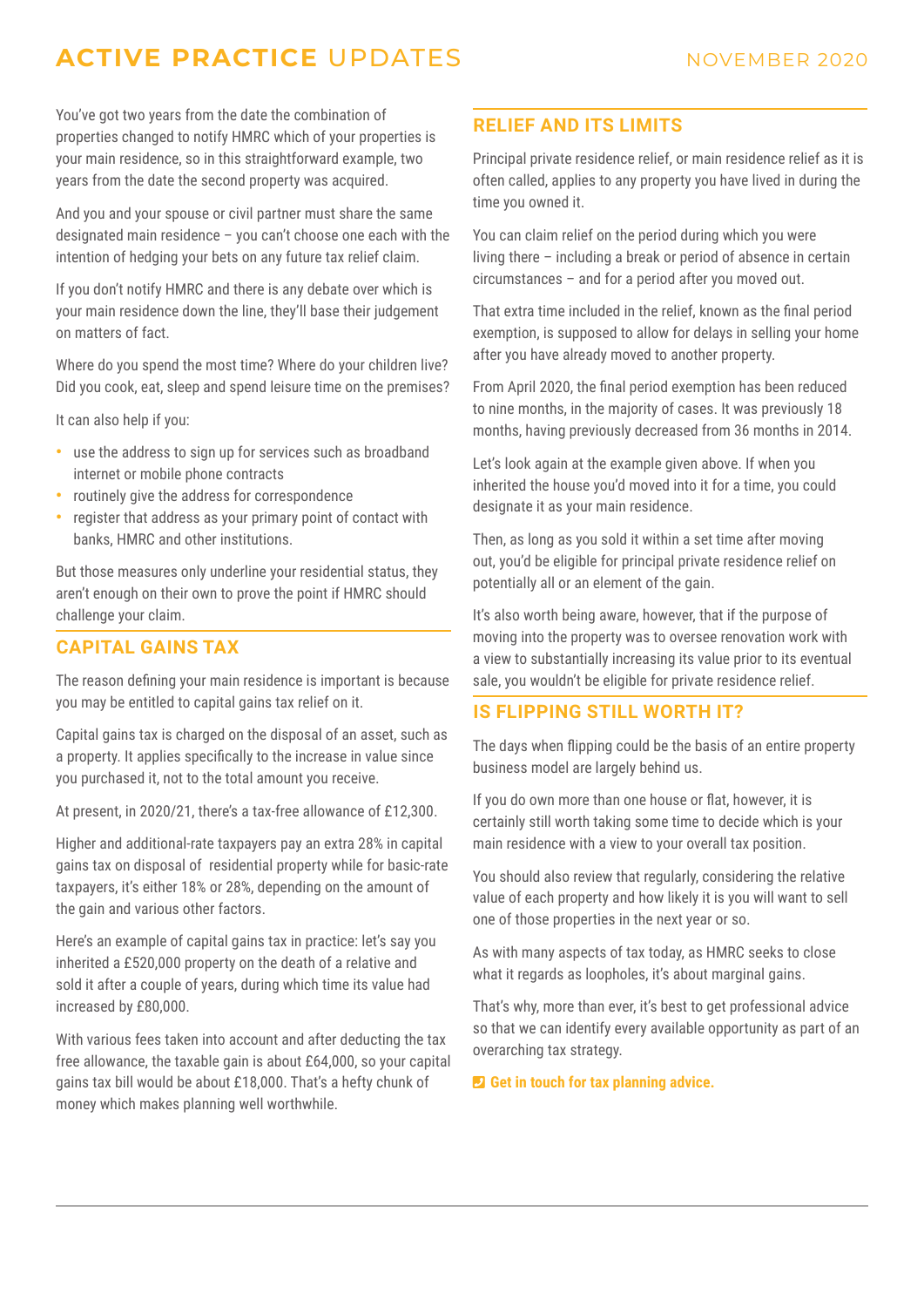You've got two years from the date the combination of properties changed to notify HMRC which of your properties is your main residence, so in this straightforward example, two years from the date the second property was acquired.

And you and your spouse or civil partner must share the same designated main residence – you can't choose one each with the intention of hedging your bets on any future tax relief claim.

If you don't notify HMRC and there is any debate over which is your main residence down the line, they'll base their judgement on matters of fact.

Where do you spend the most time? Where do your children live? Did you cook, eat, sleep and spend leisure time on the premises?

It can also help if you:

- use the address to sign up for services such as broadband internet or mobile phone contracts
- routinely give the address for correspondence
- register that address as your primary point of contact with banks, HMRC and other institutions.

But those measures only underline your residential status, they aren't enough on their own to prove the point if HMRC should challenge your claim.

## CAPITAL GAINS TAX

The reason defining your main residence is important is because you may be entitled to capital gains tax relief on it.

Capital gains tax is charged on the disposal of an asset, such as a property. It applies specifically to the increase in value since you purchased it, not to the total amount you receive.

At present, in 2020/21, there's a tax-free allowance of £12,300.

Higher and additional-rate taxpayers pay an extra 28% in capital gains tax on disposal of residential property while for basic-rate taxpayers, it's either 18% or 28%, depending on the amount of the gain and various other factors.

Here's an example of capital gains tax in practice: let's say you inherited a £520,000 property on the death of a relative and sold it after a couple of years, during which time its value had increased by £80,000.

With various fees taken into account and after deducting the tax free allowance, the taxable gain is about £64,000, so your capital gains tax bill would be about £18,000. That's a hefty chunk of money which makes planning well worthwhile.

## RELIEF AND ITS LIMITS

Principal private residence relief, or main residence relief as it is often called, applies to any property you have lived in during the time you owned it.

You can claim relief on the period during which you were living there – including a break or period of absence in certain circumstances – and for a period after you moved out.

That extra time included in the relief, known as the final period exemption, is supposed to allow for delays in selling your home after you have already moved to another property.

From April 2020, the final period exemption has been reduced to nine months, in the majority of cases. It was previously 18 months, having previously decreased from 36 months in 2014.

Let's look again at the example given above. If when you inherited the house you'd moved into it for a time, you could designate it as your main residence.

Then, as long as you sold it within a set time after moving out, you'd be eligible for principal private residence relief on potentially all or an element of the gain.

It's also worth being aware, however, that if the purpose of moving into the property was to oversee renovation work with a view to substantially increasing its value prior to its eventual sale, you wouldn't be eligible for private residence relief.

## IS FLIPPING STILL WORTH IT?

The days when flipping could be the basis of an entire property business model are largely behind us.

If you do own more than one house or flat, however, it is certainly still worth taking some time to decide which is your main residence with a view to your overall tax position.

You should also review that regularly, considering the relative value of each property and how likely it is you will want to sell one of those properties in the next year or so.

As with many aspects of tax today, as HMRC seeks to close what it regards as loopholes, it's about marginal gains.

That's why, more than ever, it's best to get professional advice so that we can identify every available opportunity as part of an overarching tax strategy.

**Get in touch for tax planning advice.**